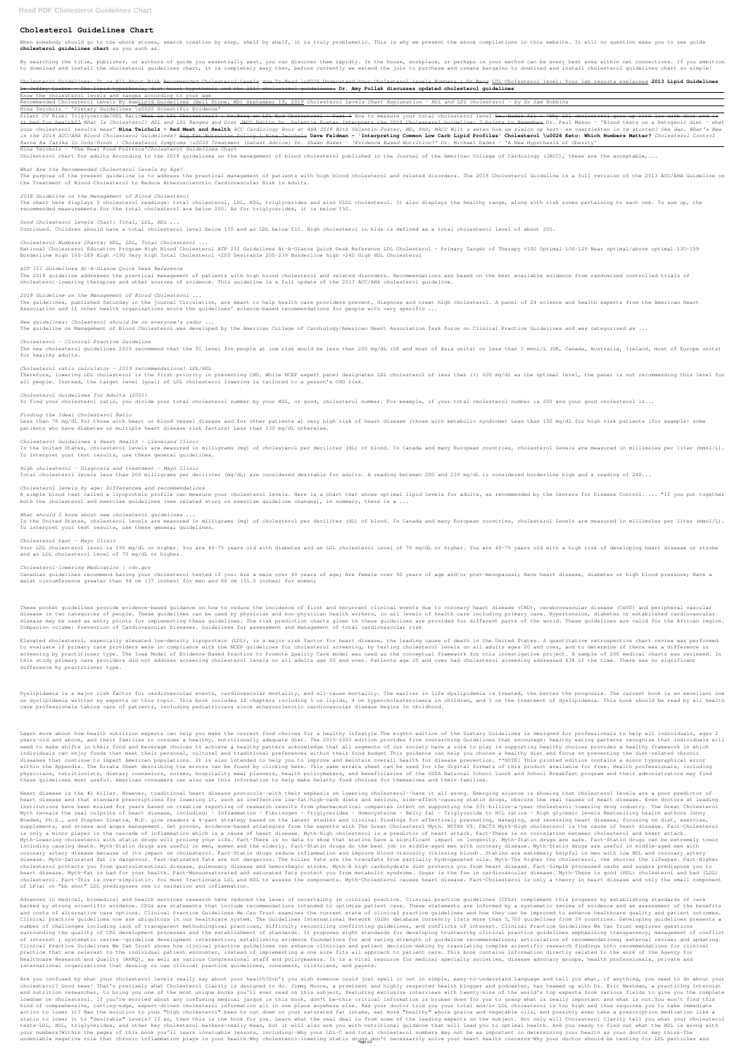# Cholesterol Guidelines Chart

When somebody should go to the ebook stores, search creation by shop, shelf by shelf, it is truly problematic. This is why we present the ebook compilations in this website. It will no question ease you to see guide **cholesterol guidelines chart** as you such as.

By searching the title, publisher, or authors of guide you essentially want, you can discover them rapidly. In the house, workplace, or perhaps in your method can be every best area within net connections. If you ambition to download and install the cholesterol guidelines chart, it is completely easy then, before currently we extend the join to purchase and create bargains to download and install cholesterol guidelines chart so simple!

Cholesterol Guidelines: It is All About Risk Recommended Cholesterol Levels How To Read \u0026 Understand Your Cholesterol levels Numbers | Dr Berg LDL Cholesterol level: Your lab results explained **2013 Lipid Guidelines** Dr Jeffry Gerber - The lipid hypothesis, diet-heart hypothesis and the 2013 cholesterol guidelines. **Dr. Amy Pollak discusses updated cholesterol guidelines**

Know the cholesterol levels and ranges according to your age

Recommended Cholesterol Levels By AgeLipid Guidelines (Neil Stone, MD) September 19, 2019 *Cholesterol Levels Chart Explanation - HDL and LDL cholesterol - by Dr Sam Robbins*

Nina Teicholz - 'Dietary Guidelines \u0026 Scientific Evidence'

Silent CV Risk: Triglyceride/HDL Rat What is LDL Cholesterol? | Dr.Berg on LDL Bad Cholesterol - Part 4 How to measure your total cholesterol level Dr. Nadir Ali - 'Why LDL cholesterol goes up with low carb diet and is it bad for health?' *What Is Cholesterol? HDL and LDL Ranges and Diet* JACC Editor Dr. Valentin Fuster Interprets the 2018 Cholesterol Guideline: 7 Points to Remember Dr. Paul Mason - 'Blood tests on a ketogenic diet - what your cholesterol results mean' **Nina Teicholz - Red Meat and Health** *ACC Cardiology Hour at AHA 2018 With Valentin Fuster, MD, PhD, MACC Wilt u weten hoe uw risico op hart- en vaatziekten in te storten? Oke dan. What's New in the 2018 ACC/AHA Blood Cholesterol Guidelines?* Big Fat Nutrition Policy | Nina Teicholz **Dave Feldman - 'Interpreting Common Low Carb Lipid Profiles' Cholesterol \u0026 Keto: Which Numbers Matter?** *Cholesterol Control Karne Ka Tarika In Urdu/Hindi | Cholesterol Symptoms \u0026 Treatment (Latest Advice) Dr. Shawn Baker - 'Evidence Based Nutrition?'* Dr. Michael Eades - 'A New Hypothesis of Obesity'

Nina Teicholz - 'The Real Food Politics'*Cholesterol Guidelines Chart*

Cholesterol chart for adults According to the 2018 guidelines on the management of blood cholesterol published in the Journal of the American College of Cardiology (JACC), these are the acceptable,...

*What Are the Recommended Cholesterol Levels by Age?*

The purpose of the present guideline is to address the practical management of patients with high blood cholesterol and related disorders. The 2018 Cholesterol Guideline is a full revision of the 2013 ACC/AHA Guideline on the Treatment of Blood Cholesterol to Reduce Atherosclerotic Cardiovascular Risk in Adults.

*2018 Guideline on the Management of Blood Cholesterol*

The chart here displays 5 cholesterol readings: total cholesterol, LDL, HDL, triglycerides and also VLDL cholesterol. It also displays the healthy range, along with risk zones pertaining to each one. To sum up, the recommended measurements for the total cholesterol are below 200. As for triglycerides, it is below 150.

*Good Cholesterol Levels Chart: Total, LDL, HDL ...*

Continued. Children should have a total cholesterol level below 170 and an LDL below 110. High cholesterol in kids is defined as a total cholesterol level of about 200.

*Cholesterol Numbers Charts: HDL, LDL, Total Cholesterol ...*

National Cholesterol Education Program High Blood Cholesterol ATP III Guidelines At-A-Glance Quick Desk Reference LDL Cholesterol – Primary Target of Therapy <100 Optimal 100-129 Near optimal/above optimal 130-159 Borderline high 160-189 High >190 Very high Total Cholesterol <200 Desirable 200-239 Borderline high >240 High HDL Cholesterol

*ATP III Guidelines At-A-Glance Quick Desk Reference*

The 2018 guideline addresses the practical management of patients with high blood cholesterol and related disorders. Recommendations are based on the best available evidence from randomized controlled trials of cholesterol-lowering therapies and other sources of evidence. This guideline is a full update of the 2013 ACC/AHA cholesterol guideline.

*2018 Guideline on the Management of Blood Cholesterol ...*

The guidelines, published Saturday in the journal Circulation, are meant to help health care providers prevent, diagnose and treat high cholesterol. A panel of 24 science and health experts from the American Heart Association and 11 other health organizations wrote the guidelines' science-based recommendations for people with very specific ...

*New guidelines: Cholesterol should be on everyone's radar ...*

The guideline on Management of Blood Cholesterol was developed by the American College of Cardiology/American Heart Association Task Force on Clinical Practice Guidelines and was categorized as ...

*Cholesterol - Clinical Practice Guideline*

The new cholesterol guidelines 2019 recommend that the TC level for people at low risk would be less than 200 mg/dL (US and most of Asia units) or less than 5 mmol/L (UK, Canada, Australia, Ireland, most of Europe units) for healthy adults.

*Cholesterol ratio calculator - 2019 recommendations! LDL/HDL*

Therefore, lowering LDL cholesterol is the first priority in preventing CHD. While NCEP expert panel designates LDL cholesterol of less than (<) 100 mg/dl as the optimal level, the panel is not recommending this level for all people. Instead, the target level (goal) of LDL cholesterol lowering is tailored to a person's CHD risk.

*Cholesterol Guidelines for Adults (2001)*

To find your cholesterol ratio, you divide your total cholesterol number by your HDL, or good, cholesterol number. For example, if your total cholesterol number is 200 and your good cholesterol is...

*Finding the Ideal Cholesterol Ratio*

Less than 70 mg/dL for those with heart or blood vessel disease and for other patients at very high risk of heart disease (those with metabolic syndrome) Less than 100 mg/dL for high risk patients (for example: some patients who have diabetes or multiple heart disease risk factors) Less than 130 mg/dL otherwise.

*Cholesterol Guidelines & Heart Health - Cleveland Clinic*

In the United States, cholesterol levels are measured in milligrams (mg) of cholesterol per deciliter (dL) of blood. In Canada and many European countries, cholesterol levels are measured in millimoles per liter (mmol/L). To interpret your test results, use these general guidelines.

*High cholesterol - Diagnosis and treatment - Mayo Clinic*

Total cholesterol levels less than 200 milligrams per deciliter (mg/dL) are considered desirable for adults. A reading between 200 and 239 mg/dL is considered borderline high and a reading of 240...

*Cholesterol levels by age: Differences and recommendations*

A simple blood test called a lipoprotein profile can measure your cholesterol levels. Here is a chart that shows optimal lipid levels for adults, as recommended by the Centers for Disease Control. ... "If you put together both the cholesterol and exercise guidelines (see related story on exercise guideline changes), in summary, there is a ...

*What should I know about new cholesterol guidelines ...*

In the United States, cholesterol levels are measured in milligrams (mg) of cholesterol per deciliter (dL) of blood. In Canada and many European countries, cholesterol levels are measured in millimoles per liter (mmol/L). To interpret your test results, use these general guidelines.

*Cholesterol test - Mayo Clinic*

Your LDL cholesterol level is 190 mg/dL or higher. You are 40–75 years old with diabetes and an LDL cholesterol level of 70 mg/dL or higher. You are 40–75 years old with a high risk of developing heart disease or stroke and an LDL cholesterol level of 70 mg/dL or higher.

*Cholesterol-lowering Medication | cdc.gov*

Canadian guidelines recommend having your cholesterol tested if you: Are a male over 40 years of age; Are female over 50 years of age and/or post-menopausal; Have heart disease, diabetes or high blood pressure; Have a waist circumference greater than 94 cm (37 inches) for men and 80 cm (31.5 inches) for women;

These pocket guidelines provide evidence-based guidance on how to reduce the incidence of first and recurrent clinical events due to coronary heart disease (CHD), cerebrovascular disease (CeVD) and peripheral vascular disease in two categories of people. These guidelines can be used by physician and non-physician health workers, in all levels of health care including primary care. Hypertension, diabetes or established cardiovascular disease may be used as entry points for implementing these guidelines. The risk prediction charts given in these guidelines are provided for different parts of the world. These guidelines are valid for the African region. Companion volume: Prevention of Cardiovascular Diseases. Guidelines for assessment and management of total cardiovascular risk

Elevated cholesterol, especially elevated low-density lipoprotein (LDL), is a major risk factor for heart disease, the leading cause of death in the United States. A quantitative retrospective chart review was performed to evaluate if primary care providers were in compliance with the NCEP guidelines for cholesterol screening, by testing cholesterol levels on all adults ages 20 and over, and to determine if there was a difference in screening by practitioner type. The Iowa Model of Evidence-Based Practice to Promote Quality Care model was used as the conceptual framework for this investigative project. A sample of 200 medical charts was reviewed. In this study primary care providers did not address screening cholesterol levels on all adults age 20 and over. Patients age 20 and over had cholesterol screening addressed 63% of the time. There was no significant difference by practitioner type.

Dyslipidemia is a major risk factor for cardiovascular events, cardiovascular mortality, and all-cause mortality. The earlier in life dyslipidemia is treated, the better the prognosis. The current book is an excellent one on dyslipidemia written by experts on this topic. This book includes 12 chapters including 5 on lipids, 4 on hypercholesterolemia in children, and 3 on the treatment of dyslipidemia. This book should be read by all health care professionals taking care of patients, including pediatricians since atherosclerotic cardiovascular disease begins in childhood.

Learn more about how health nutrition experts can help you make the correct food choices for a healthy lifestyle The eighth edition of the Dietary Guidelines is designed for professionals to help all individuals, ages 2 years-old and above, and their families to consume a healthy, nutritionally adequate diet. The 2015-2020 edition provides five overarching Guidelines that encourage: healthy eating patterns recognize that individuals will need to make shifts in their food and beverage choices to achieve a healthy pattern acknowledge that all segments of our society have a role to play in supporting healthy choices provides a healthy framework in which individuals can enjoy foods that meet their personal, cultural and traditional preferences within their food budget This guidance can help you choose a healthy diet and focus on preventing the diet-related chronic diseases that continue to impact American populations. It is also intended to help you to improve and maintain overall health for disease prevention. \*\*NOTE: This printed edition contains a minor typographical error within the Appendix. The Errata Sheet describing the errors can be found by clicking here. This same errata sheet can be used for the digital formats of this product available for free. Health professionals, including physicians, nutritionists, dietary counselors, nurses, hospitality meal planners, health policymakers, and beneficiaries of the USDA National School Lunch and School Breakfast program and their administrators may find these guidelines most useful. American consumers can also use this information to help make helathy food choices for themselves and their families.

Heart disease is the #1 killer. However, traditional heart disease protocols--with their emphasis on lowering cholesterol--have it all wrong. Emerging science is showing that cholesterol levels are a poor predictor of heart disease and that standard prescriptions for lowering it, such as ineffective low-fat/high-carb diets and serious, side-effect-causing statin drugs, obscure the real causes of heart disease. Even doctors at leading institutions have been misled for years based on creative reporting of research results from pharmaceutical companies intent on supporting the $31-billion-a-year cholesterol-lowering drug industry. The Great Cholesterol Myth reveals the real culprits of heart disease, including: - Inflammation - Fibrinogen - Triglycerides - Homocysteine - Belly fat - Triglyceride to HCL ratios - High glycemic levels Bestselling health authors Jonny Bowden, Ph.D., and Stephen Sinatra, M.D. give readers a 4-part strategy based on the latest studies and clinical findings for effectively preventing, managing, and reversing heart disease, focusing on diet, exercise, supplements, and stress and anger management. Get proven, evidence-based strategies from the experts with The Great Cholesterol Myth. MYTHS VS. FACTS Myth-High cholesterol is the cause of heart disease. Fact-Cholesterol is only a minor player in the cascade of inflammation which is a cause of heart disease. Myth-High cholesterol is a predictor of heart attack. Fact-There is no correlation between cholesterol and heart attack. Myth-Lowering cholesterol with statin drugs will prolong your life. Fact-There is no data to show that statins have a significant impact on longevity. Myth-Statin drugs are safe. Fact-Statin drugs can be extremely toxic including causing death. Myth-Statin drugs are useful in men, women and the elderly. Fact-Statin drugs do the best job in middle-aged men with coronary disease. Myth-Statin drugs are useful in middle-aged men with coronary artery disease because of its impact on cholesterol. Fact-Statin drugs reduce inflammation and improve blood viscosity (thinning blood). Statins are extremely helpful in men with low HDL and coronary artery disease. Myth-Saturated fat is dangerous. Fact-Saturated fats are not dangerous. The killer fats are the transfats from partially hydrogenated oils. Myth-The higher the cholesterol, the shorter the lifespan. Fact-Higher cholesterol protects you from gastrointestinal disease, pulmonary disease and hemorrhagic stroke. Myth-A high carbohydrate diet protects you from heart disease. Fact-Simple processed carbs and sugars predispose you to heart disease. Myth-Fat is bad for your health. Fact-Monounsaturated and saturated fats protect you from metabolic syndrome. Sugar is the foe in cardiovascular disease. Myth-There is good (HDL) cholesterol and bad (LDL) cholesterol. Fact-This is over-simplistic. You must fractionate LDL and HDL to assess the components. Myth-Cholesterol causes heart disease. Fact-Cholesterol is only a theory in heart disease and only the small component of LP(a) or "bb shot" LDL predisposes one to oxidation and inflammation.

Advances in medical, biomedical and health services research have reduced the level of uncertainty in clinical practice. Clinical practice guidelines (CPGs) complement this progress by establishing standards of care backed by strong scientific evidence. CPGs are statements that include recommendations intended to optimize patient care. These statements are informed by a systematic review of evidence and an assessment of the benefits and costs of alternative care options. Clinical Practice Guidelines We Can Trust examines the current state of clinical practice guidelines and how they can be improved to enhance healthcare quality and patient outcomes. Clinical practice guidelines now are ubiquitous in our healthcare system. The Guidelines International Network (GIN) database currently lists more than 3,700 guidelines from 39 countries. Developing guidelines presents a number of challenges including lack of transparent methodological practices, difficulty reconciling conflicting guidelines, and conflicts of interest. Clinical Practice Guidelines We Can Trust explores questions surrounding the quality of CPG development processes and the establishment of standards. It proposes eight standards for developing trustworthy clinical practice guidelines emphasizing transparency; management of conflict of interest ; systematic review--guideline development intersection; establishing evidence foundations for and rating strength of guideline recommendations; articulation of recommendations; external review; and updating. Clinical Practice Guidelines We Can Trust shows how clinical practice guidelines can enhance clinician and patient decision-making by translating complex scientific research findings into recommendations for clinical practice that are relevant to the individual patient encounter, instead of implementing a one size fits all approach to patient care. This book contains information directly related to the work of the Agency for Healthcare Research and Quality (AHRQ), as well as various Congressional staff and policymakers. It is a vital resource for medical specialty societies, disease advocacy groups, health professionals, private and international organizations that develop or use clinical practice guidelines, consumers, clinicians, and payers.

Are you confused by what your cholesterol levels really say about your health?Don't you wish someone could just spell it out in simple, easy-to-understand language and tell you what, if anything, you need to do about your cholesterol? Good news! That's precisely what Cholesterol Clarity is designed to do. Jimmy Moore, a prominent and highly respected health blogger and podcaster, has teamed up with Dr. Eric Westman, a practicing internist and nutrition researcher, to bring you one of the most unique books you'll ever read on this subject, featuring exclusive interviews with twenty-nine of the world's top experts from various fields to give you the complete lowdown on cholesterol. If you're worried about any confusing medical jargon in this book, don't be—this critical information is broken down for you to grasp what is really important and what is not.You won't find this kind of comprehensive, cutting-edge, expert-driven cholesterol information all in one place anywhere else. Has your doctor told you your total and/or LDL cholesterol is too high and thus requires you to take immediate action to lower it? Has the solution to your "high cholesterol" been to cut down on your saturated fat intake, eat more "healthy" whole grains and vegetable oils, and possibly even take a prescription medication like a statin to lower it to "desirable" levels? If so, then this is the book for you. Learn what the real deal is from some of the leading experts on the subject. Not only will Cholesterol Clarity tell you what your cholesterol tests—LDL, HDL, triglycerides, and other key cholesterol markers—really mean, but it will also arm you with nutritional guidance that will lead you to optimal health. Are you ready to find out what the HDL is wrong with your numbers?Within the pages of this book you'll learn invaluable lessons, including:-Why your LDL-C and total cholesterol numbers may not be as important in determining your health as your doctor may think-The undeniable negative role that chronic inflammation plays in your health-Why cholesterol-lowering statin drugs don't necessarily solve your heart health concerns-Why your doctor should be testing for LDL particles and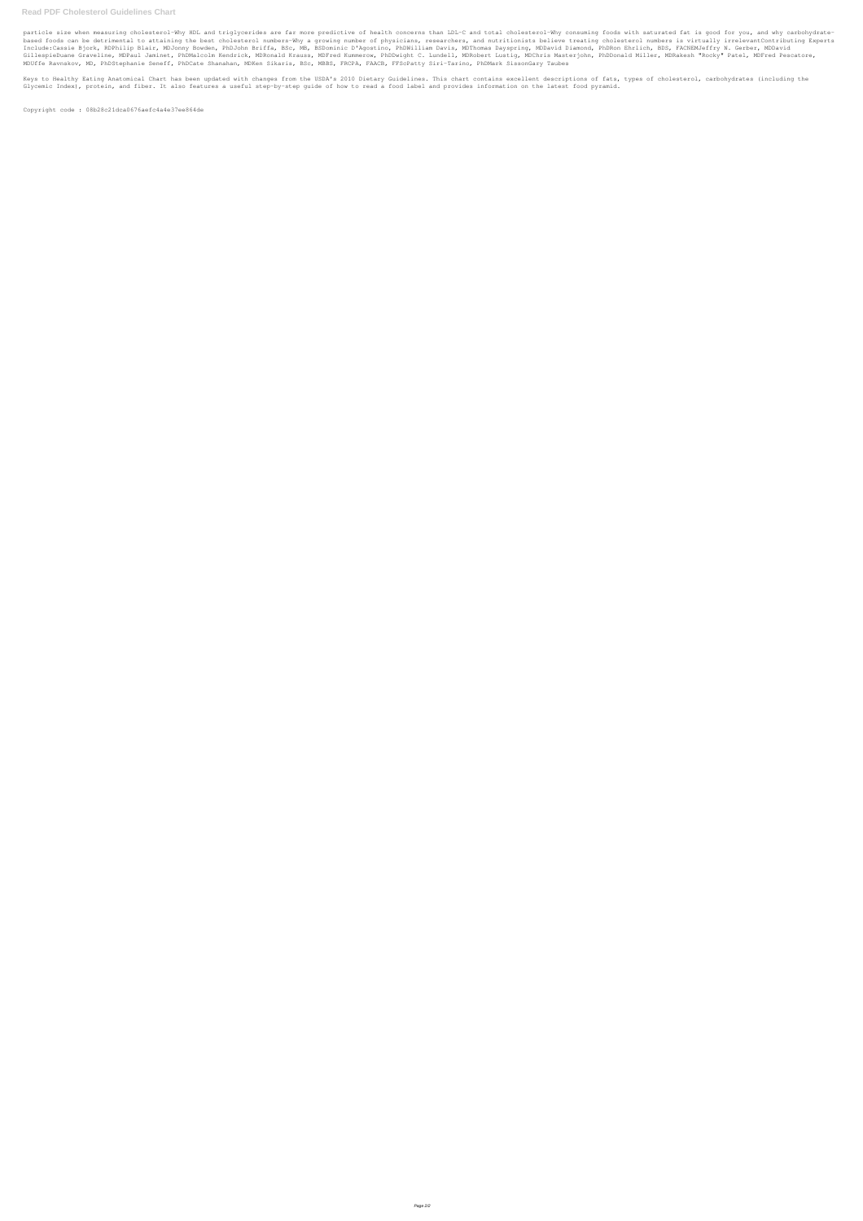particle size when measuring cholesterol–Why HDL and triglycerides are far more predictive of health concerns than LDL-C and total cholesterol–Why consuming foods with saturated fat is good for you, and why carbohydrate-based foods can be detrimental to attaining the best cholesterol numbers–Why a growing number of physicians, researchers, and nutritionists believe treating cholesterol numbers is virtually irrelevantContributing Experts Include:Cassie Bjork, RDPhilip Blair, MDJonny Bowden, PhDJohn Briffa, BSc, MB, BSDominic D'Agostino, PhDWilliam Davis, MDThomas Dayspring, MDDavid Diamond, PhDRon Ehrlich, BDS, FACNEMJeffry N. Gerber, MDDavid GillespieDuane Graveline, MDPaul Jaminet, PhDMalcolm Kendrick, MDRonald Krauss, MDFred Kummerow, PhDDwight C. Lundell, MDRobert Lustig, MDChris Masterjohn, PhDDonald Miller, MDRakesh "Rocky" Patel, MDFred Pescatore, MDUffe Ravnskov, MD, PhDStephanie Seneff, PhDCate Shanahan, MDKen Sikaris, BSc, MBBS, FRCPA, FAACB, FFScPatty Siri-Tarino, PhDMark SissonGary Taubes

Keys to Healthy Eating Anatomical Chart has been updated with changes from the USDA's 2010 Dietary Guidelines. This chart contains excellent descriptions of fats, types of cholesterol, carbohydrates (including the Glycemic Index), protein, and fiber. It also features a useful step-by-step guide of how to read a food label and provides information on the latest food pyramid.

Copyright code : 08b28c21dca0676aefc4a4e37ee864de